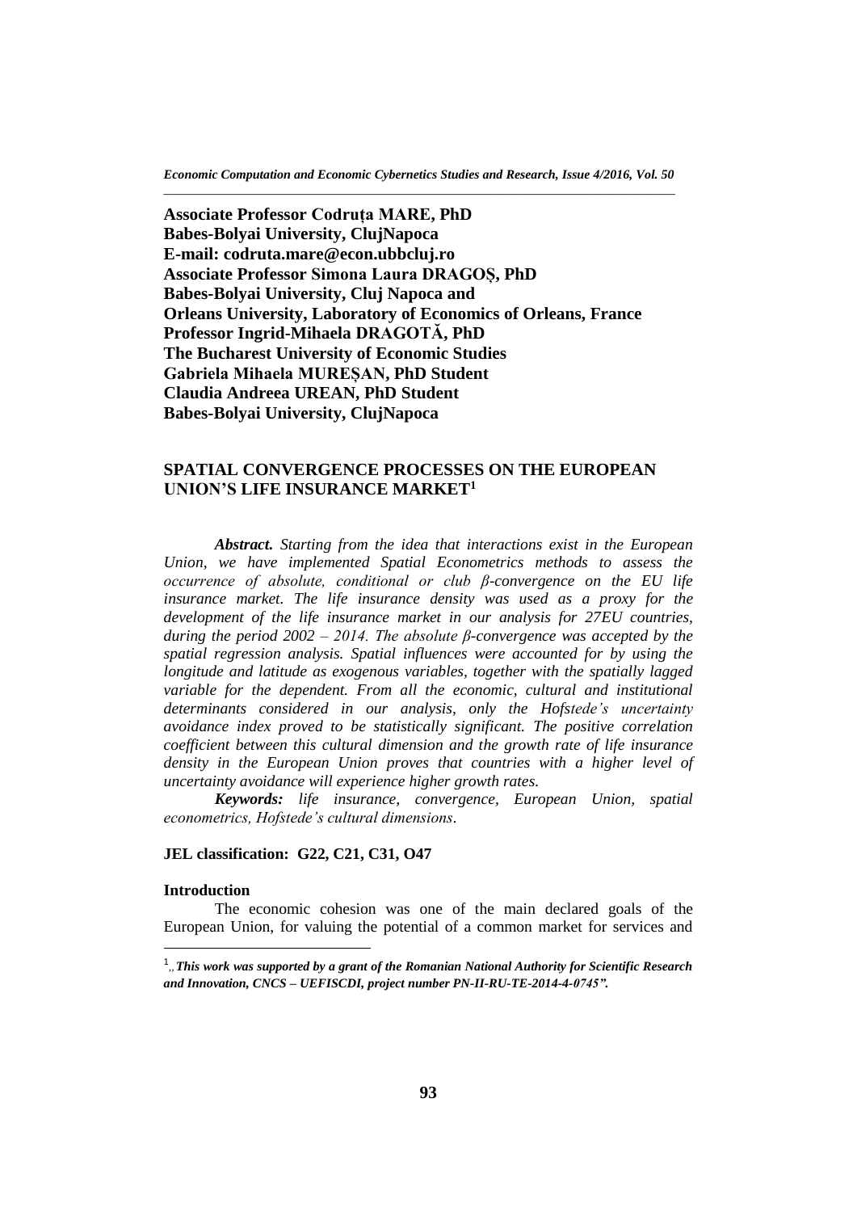**Associate Professor Codruța MARE, PhD**
**Babes-Bolyai University, ClujNapoca**
**E-mail: codruta.mare@econ.ubbcluj.ro**
**Associate Professor Simona Laura DRAGOȘ, PhD**
**Babes-Bolyai University, Cluj Napoca and**
**Orleans University, Laboratory of Economics of Orleans, France**
**Professor Ingrid-Mihaela DRAGOTĂ, PhD**
**The Bucharest University of Economic Studies**
**Gabriela Mihaela MUREȘAN, PhD Student**
**Claudia Andreea UREAN, PhD Student**
**Babes-Bolyai University, ClujNapoca**

# SPATIAL CONVERGENCE PROCESSES ON THE EUROPEAN UNION'S LIFE INSURANCE MARKET[1]

***Abstract.*** *Starting from the idea that interactions exist in the European Union, we have implemented Spatial Econometrics methods to assess the occurrence of absolute, conditional or club β-convergence on the EU life insurance market. The life insurance density was used as a proxy for the development of the life insurance market in our analysis for 27EU countries, during the period 2002 – 2014. The absolute β-convergence was accepted by the spatial regression analysis. Spatial influences were accounted for by using the longitude and latitude as exogenous variables, together with the spatially lagged variable for the dependent. From all the economic, cultural and institutional determinants considered in our analysis, only the Hofstede's uncertainty avoidance index proved to be statistically significant. The positive correlation coefficient between this cultural dimension and the growth rate of life insurance density in the European Union proves that countries with a higher level of uncertainty avoidance will experience higher growth rates.*

***Keywords:*** *life insurance, convergence, European Union, spatial econometrics, Hofstede's cultural dimensions.*

**JEL classification: G22, C21, C31, O47**

## Introduction

The economic cohesion was one of the main declared goals of the European Union, for valuing the potential of a common market for services and

[1] ***„This work was supported by a grant of the Romanian National Authority for Scientific Research and Innovation, CNCS – UEFISCDI, project number PN-II-RU-TE-2014-4-0745".***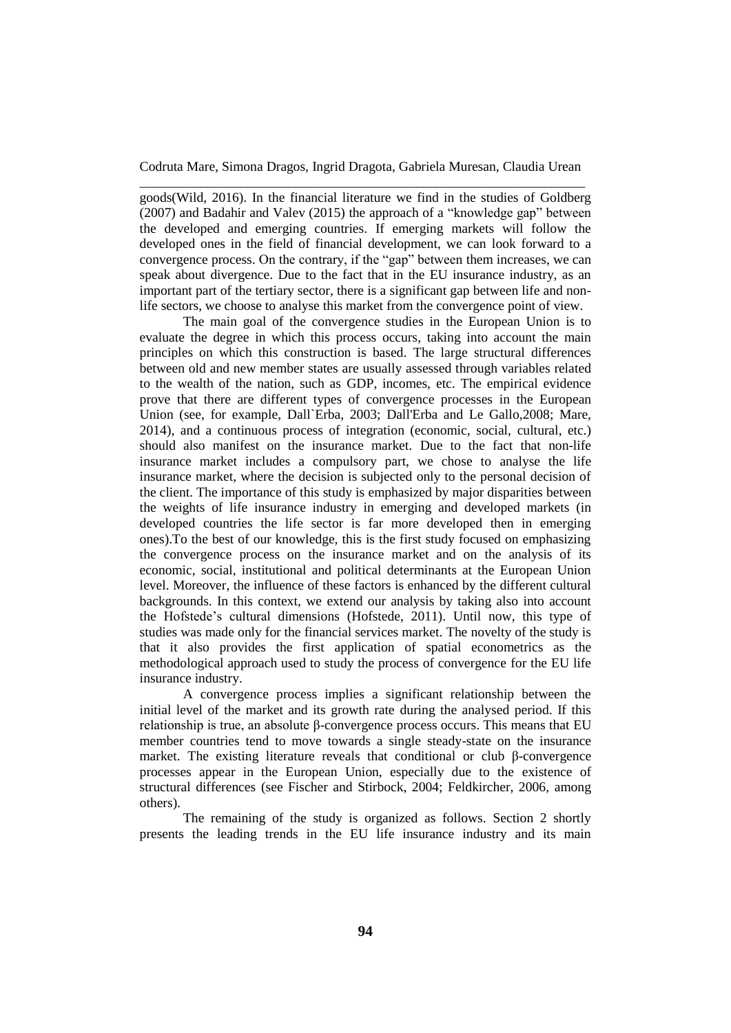goods(Wild, 2016). In the financial literature we find in the studies of Goldberg (2007) and Badahir and Valev (2015) the approach of a "knowledge gap" between the developed and emerging countries. If emerging markets will follow the developed ones in the field of financial development, we can look forward to a convergence process. On the contrary, if the "gap" between them increases, we can speak about divergence. Due to the fact that in the EU insurance industry, as an important part of the tertiary sector, there is a significant gap between life and non-life sectors, we choose to analyse this market from the convergence point of view.

The main goal of the convergence studies in the European Union is to evaluate the degree in which this process occurs, taking into account the main principles on which this construction is based. The large structural differences between old and new member states are usually assessed through variables related to the wealth of the nation, such as GDP, incomes, etc. The empirical evidence prove that there are different types of convergence processes in the European Union (see, for example, Dall`Erba, 2003; Dall'Erba and Le Gallo,2008; Mare, 2014), and a continuous process of integration (economic, social, cultural, etc.) should also manifest on the insurance market. Due to the fact that non-life insurance market includes a compulsory part, we chose to analyse the life insurance market, where the decision is subjected only to the personal decision of the client. The importance of this study is emphasized by major disparities between the weights of life insurance industry in emerging and developed markets (in developed countries the life sector is far more developed then in emerging ones).To the best of our knowledge, this is the first study focused on emphasizing the convergence process on the insurance market and on the analysis of its economic, social, institutional and political determinants at the European Union level. Moreover, the influence of these factors is enhanced by the different cultural backgrounds. In this context, we extend our analysis by taking also into account the Hofstede's cultural dimensions (Hofstede, 2011). Until now, this type of studies was made only for the financial services market. The novelty of the study is that it also provides the first application of spatial econometrics as the methodological approach used to study the process of convergence for the EU life insurance industry.

A convergence process implies a significant relationship between the initial level of the market and its growth rate during the analysed period. If this relationship is true, an absolute β-convergence process occurs. This means that EU member countries tend to move towards a single steady-state on the insurance market. The existing literature reveals that conditional or club β-convergence processes appear in the European Union, especially due to the existence of structural differences (see Fischer and Stirbock, 2004; Feldkircher, 2006, among others).

The remaining of the study is organized as follows. Section 2 shortly presents the leading trends in the EU life insurance industry and its main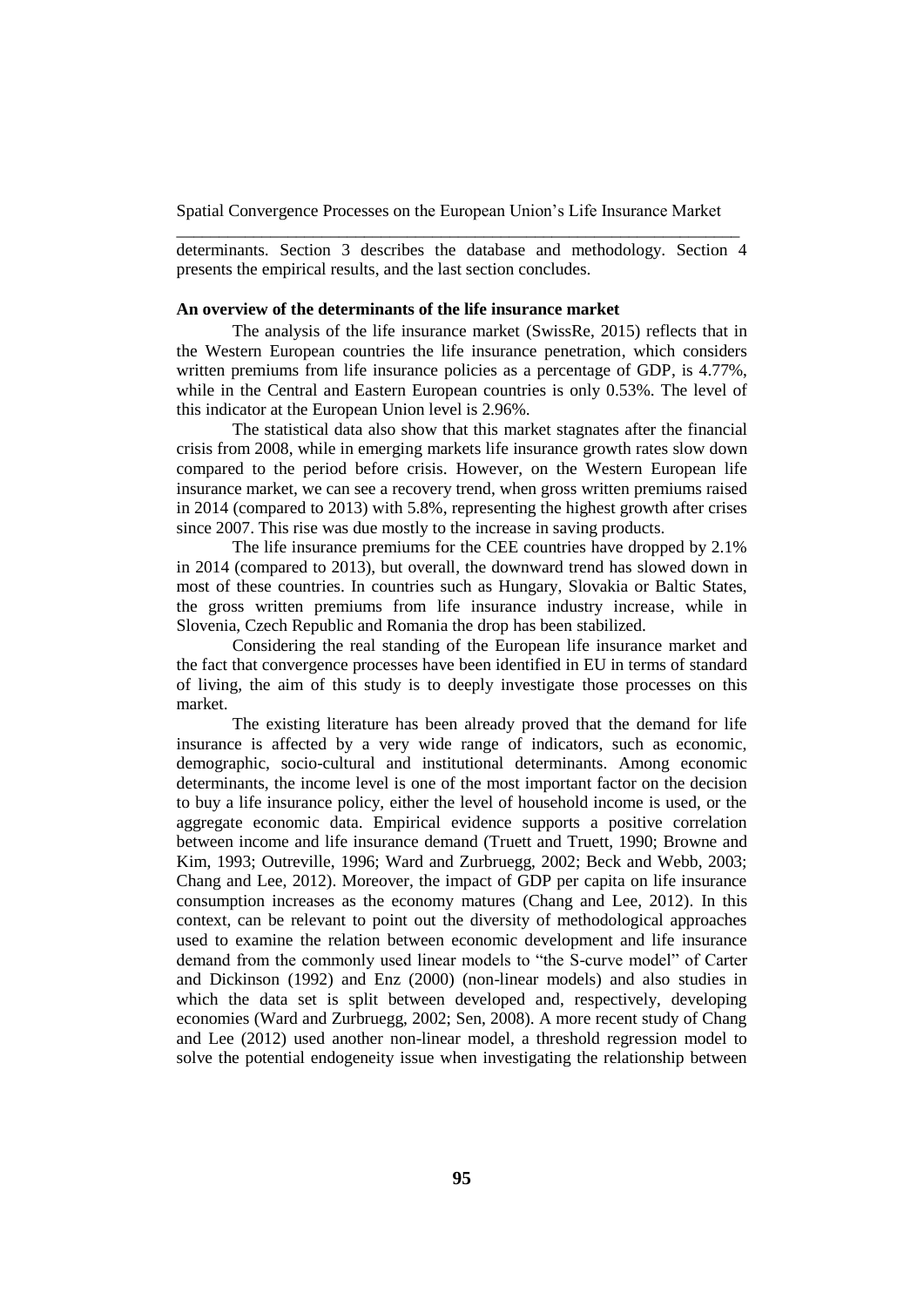determinants. Section 3 describes the database and methodology. Section 4 presents the empirical results, and the last section concludes.

## An overview of the determinants of the life insurance market

The analysis of the life insurance market (SwissRe, 2015) reflects that in the Western European countries the life insurance penetration, which considers written premiums from life insurance policies as a percentage of GDP, is 4.77%, while in the Central and Eastern European countries is only 0.53%. The level of this indicator at the European Union level is 2.96%.

The statistical data also show that this market stagnates after the financial crisis from 2008, while in emerging markets life insurance growth rates slow down compared to the period before crisis. However, on the Western European life insurance market, we can see a recovery trend, when gross written premiums raised in 2014 (compared to 2013) with 5.8%, representing the highest growth after crises since 2007. This rise was due mostly to the increase in saving products.

The life insurance premiums for the CEE countries have dropped by 2.1% in 2014 (compared to 2013), but overall, the downward trend has slowed down in most of these countries. In countries such as Hungary, Slovakia or Baltic States, the gross written premiums from life insurance industry increase, while in Slovenia, Czech Republic and Romania the drop has been stabilized.

Considering the real standing of the European life insurance market and the fact that convergence processes have been identified in EU in terms of standard of living, the aim of this study is to deeply investigate those processes on this market.

The existing literature has been already proved that the demand for life insurance is affected by a very wide range of indicators, such as economic, demographic, socio-cultural and institutional determinants. Among economic determinants, the income level is one of the most important factor on the decision to buy a life insurance policy, either the level of household income is used, or the aggregate economic data. Empirical evidence supports a positive correlation between income and life insurance demand (Truett and Truett, 1990; Browne and Kim, 1993; Outreville, 1996; Ward and Zurbruegg, 2002; Beck and Webb, 2003; Chang and Lee, 2012). Moreover, the impact of GDP per capita on life insurance consumption increases as the economy matures (Chang and Lee, 2012). In this context, can be relevant to point out the diversity of methodological approaches used to examine the relation between economic development and life insurance demand from the commonly used linear models to "the S-curve model" of Carter and Dickinson (1992) and Enz (2000) (non-linear models) and also studies in which the data set is split between developed and, respectively, developing economies (Ward and Zurbruegg, 2002; Sen, 2008). A more recent study of Chang and Lee (2012) used another non-linear model, a threshold regression model to solve the potential endogeneity issue when investigating the relationship between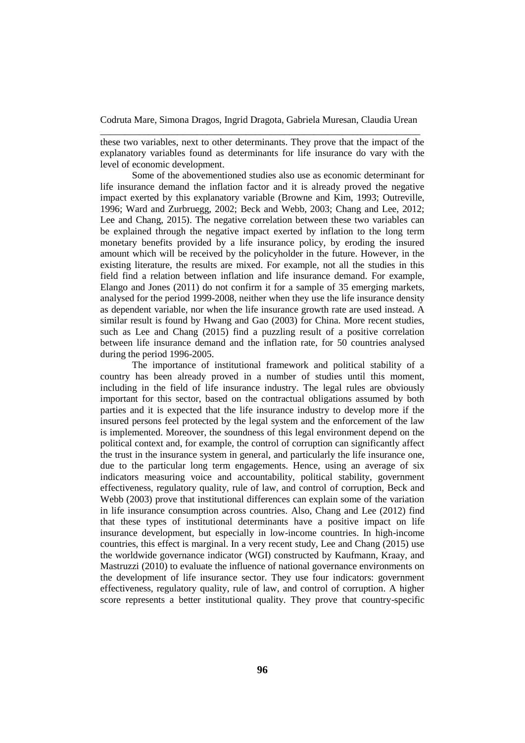these two variables, next to other determinants. They prove that the impact of the explanatory variables found as determinants for life insurance do vary with the level of economic development.

Some of the abovementioned studies also use as economic determinant for life insurance demand the inflation factor and it is already proved the negative impact exerted by this explanatory variable (Browne and Kim, 1993; Outreville, 1996; Ward and Zurbruegg, 2002; Beck and Webb, 2003; Chang and Lee, 2012; Lee and Chang, 2015). The negative correlation between these two variables can be explained through the negative impact exerted by inflation to the long term monetary benefits provided by a life insurance policy, by eroding the insured amount which will be received by the policyholder in the future. However, in the existing literature, the results are mixed. For example, not all the studies in this field find a relation between inflation and life insurance demand. For example, Elango and Jones (2011) do not confirm it for a sample of 35 emerging markets, analysed for the period 1999-2008, neither when they use the life insurance density as dependent variable, nor when the life insurance growth rate are used instead. A similar result is found by Hwang and Gao (2003) for China. More recent studies, such as Lee and Chang (2015) find a puzzling result of a positive correlation between life insurance demand and the inflation rate, for 50 countries analysed during the period 1996-2005.

The importance of institutional framework and political stability of a country has been already proved in a number of studies until this moment, including in the field of life insurance industry. The legal rules are obviously important for this sector, based on the contractual obligations assumed by both parties and it is expected that the life insurance industry to develop more if the insured persons feel protected by the legal system and the enforcement of the law is implemented. Moreover, the soundness of this legal environment depend on the political context and, for example, the control of corruption can significantly affect the trust in the insurance system in general, and particularly the life insurance one, due to the particular long term engagements. Hence, using an average of six indicators measuring voice and accountability, political stability, government effectiveness, regulatory quality, rule of law, and control of corruption, Beck and Webb (2003) prove that institutional differences can explain some of the variation in life insurance consumption across countries. Also, Chang and Lee (2012) find that these types of institutional determinants have a positive impact on life insurance development, but especially in low-income countries. In high-income countries, this effect is marginal. In a very recent study, Lee and Chang (2015) use the worldwide governance indicator (WGI) constructed by Kaufmann, Kraay, and Mastruzzi (2010) to evaluate the influence of national governance environments on the development of life insurance sector. They use four indicators: government effectiveness, regulatory quality, rule of law, and control of corruption. A higher score represents a better institutional quality. They prove that country-specific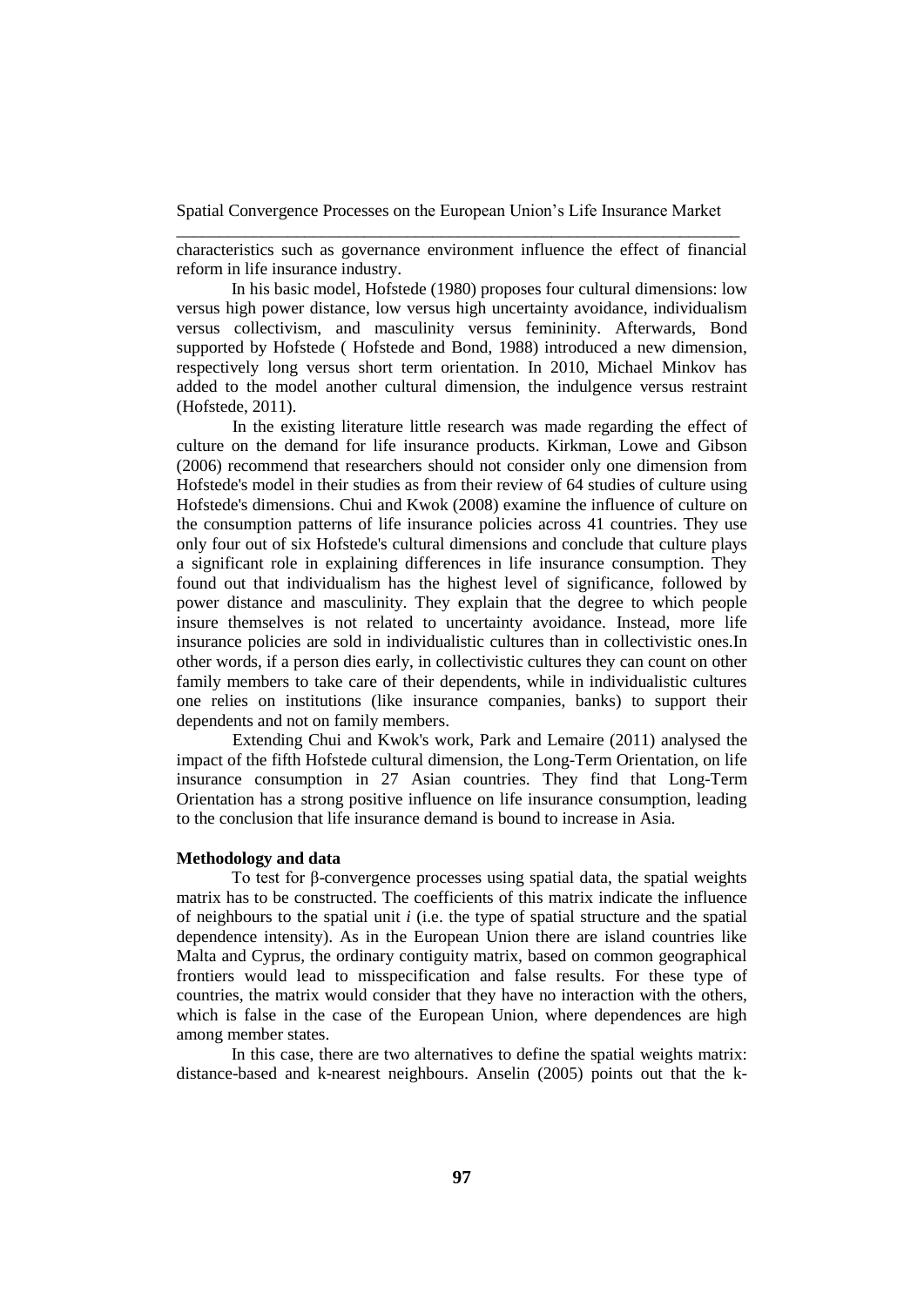characteristics such as governance environment influence the effect of financial reform in life insurance industry.

In his basic model, Hofstede (1980) proposes four cultural dimensions: low versus high power distance, low versus high uncertainty avoidance, individualism versus collectivism, and masculinity versus femininity. Afterwards, Bond supported by Hofstede ( Hofstede and Bond, 1988) introduced a new dimension, respectively long versus short term orientation. In 2010, Michael Minkov has added to the model another cultural dimension, the indulgence versus restraint (Hofstede, 2011).

In the existing literature little research was made regarding the effect of culture on the demand for life insurance products. Kirkman, Lowe and Gibson (2006) recommend that researchers should not consider only one dimension from Hofstede's model in their studies as from their review of 64 studies of culture using Hofstede's dimensions. Chui and Kwok (2008) examine the influence of culture on the consumption patterns of life insurance policies across 41 countries. They use only four out of six Hofstede's cultural dimensions and conclude that culture plays a significant role in explaining differences in life insurance consumption. They found out that individualism has the highest level of significance, followed by power distance and masculinity. They explain that the degree to which people insure themselves is not related to uncertainty avoidance. Instead, more life insurance policies are sold in individualistic cultures than in collectivistic ones.In other words, if a person dies early, in collectivistic cultures they can count on other family members to take care of their dependents, while in individualistic cultures one relies on institutions (like insurance companies, banks) to support their dependents and not on family members.

Extending Chui and Kwok's work, Park and Lemaire (2011) analysed the impact of the fifth Hofstede cultural dimension, the Long-Term Orientation, on life insurance consumption in 27 Asian countries. They find that Long-Term Orientation has a strong positive influence on life insurance consumption, leading to the conclusion that life insurance demand is bound to increase in Asia.

**Methodology and data**

To test for β-convergence processes using spatial data, the spatial weights matrix has to be constructed. The coefficients of this matrix indicate the influence of neighbours to the spatial unit $i$ (i.e. the type of spatial structure and the spatial dependence intensity). As in the European Union there are island countries like Malta and Cyprus, the ordinary contiguity matrix, based on common geographical frontiers would lead to misspecification and false results. For these type of countries, the matrix would consider that they have no interaction with the others, which is false in the case of the European Union, where dependences are high among member states.

In this case, there are two alternatives to define the spatial weights matrix: distance-based and k-nearest neighbours. Anselin (2005) points out that the k-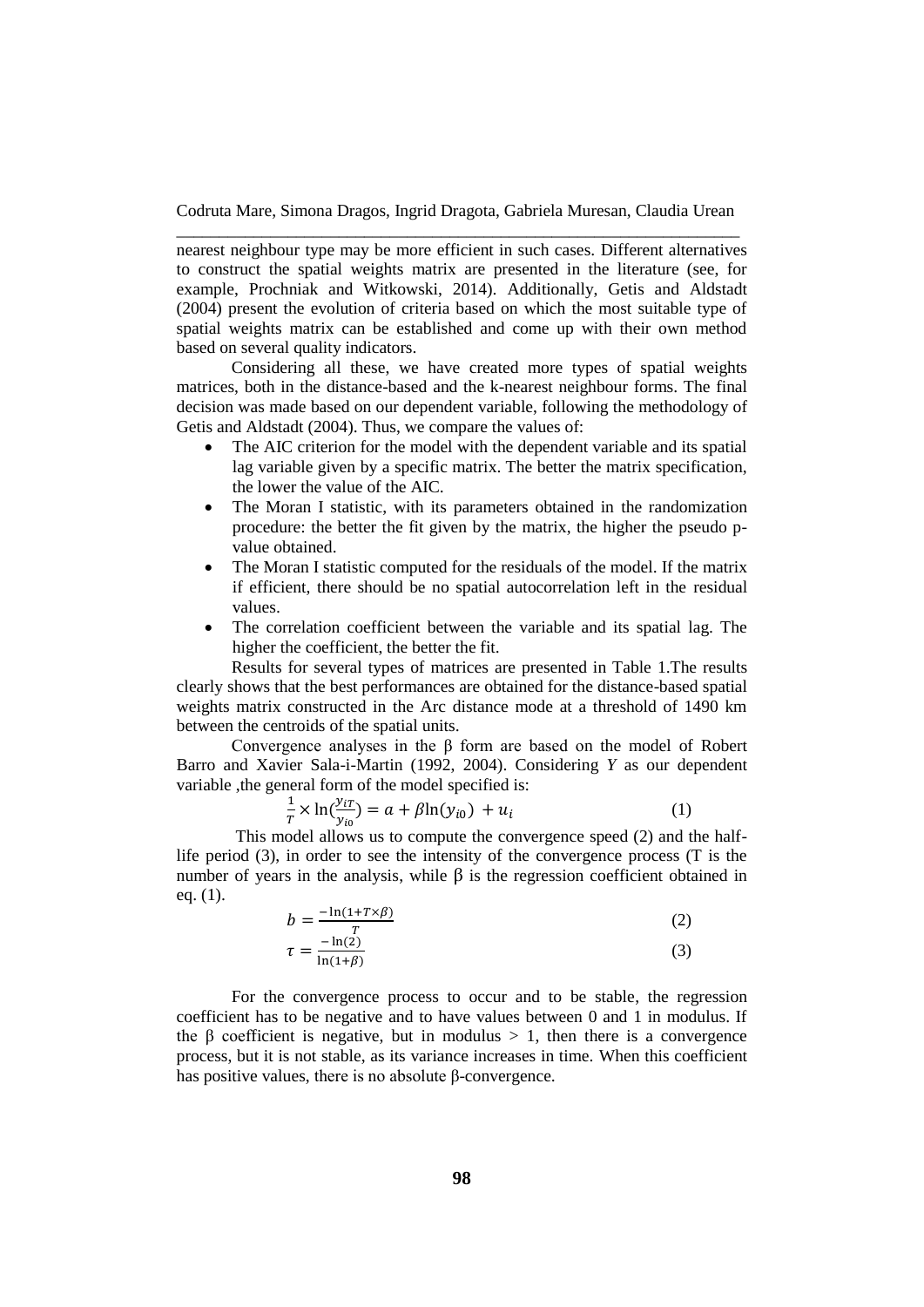nearest neighbour type may be more efficient in such cases. Different alternatives to construct the spatial weights matrix are presented in the literature (see, for example, Prochniak and Witkowski, 2014). Additionally, Getis and Aldstadt (2004) present the evolution of criteria based on which the most suitable type of spatial weights matrix can be established and come up with their own method based on several quality indicators.

Considering all these, we have created more types of spatial weights matrices, both in the distance-based and the k-nearest neighbour forms. The final decision was made based on our dependent variable, following the methodology of Getis and Aldstadt (2004). Thus, we compare the values of:

- The AIC criterion for the model with the dependent variable and its spatial lag variable given by a specific matrix. The better the matrix specification, the lower the value of the AIC.
- The Moran I statistic, with its parameters obtained in the randomization procedure: the better the fit given by the matrix, the higher the pseudo p-value obtained.
- The Moran I statistic computed for the residuals of the model. If the matrix if efficient, there should be no spatial autocorrelation left in the residual values.
- The correlation coefficient between the variable and its spatial lag. The higher the coefficient, the better the fit.

Results for several types of matrices are presented in Table 1.The results clearly shows that the best performances are obtained for the distance-based spatial weights matrix constructed in the Arc distance mode at a threshold of 1490 km between the centroids of the spatial units.

Convergence analyses in the β form are based on the model of Robert Barro and Xavier Sala-i-Martin (1992, 2004). Considering *Y* as our dependent variable ,the general form of the model specified is:

$$\frac{1}{T} \times \ln\left(\frac{y_{iT}}{y_{i0}}\right) = a + \beta \ln(y_{i0}) + u_i \tag{1}$$

This model allows us to compute the convergence speed (2) and the half-life period (3), in order to see the intensity of the convergence process (T is the number of years in the analysis, while β is the regression coefficient obtained in eq. (1).

$$b = \frac{-\ln(1+T\times\beta)}{T} \tag{2}$$

$$\tau = \frac{-\ln(2)}{\ln(1+\beta)} \tag{3}$$

For the convergence process to occur and to be stable, the regression coefficient has to be negative and to have values between 0 and 1 in modulus. If the β coefficient is negative, but in modulus > 1, then there is a convergence process, but it is not stable, as its variance increases in time. When this coefficient has positive values, there is no absolute β-convergence.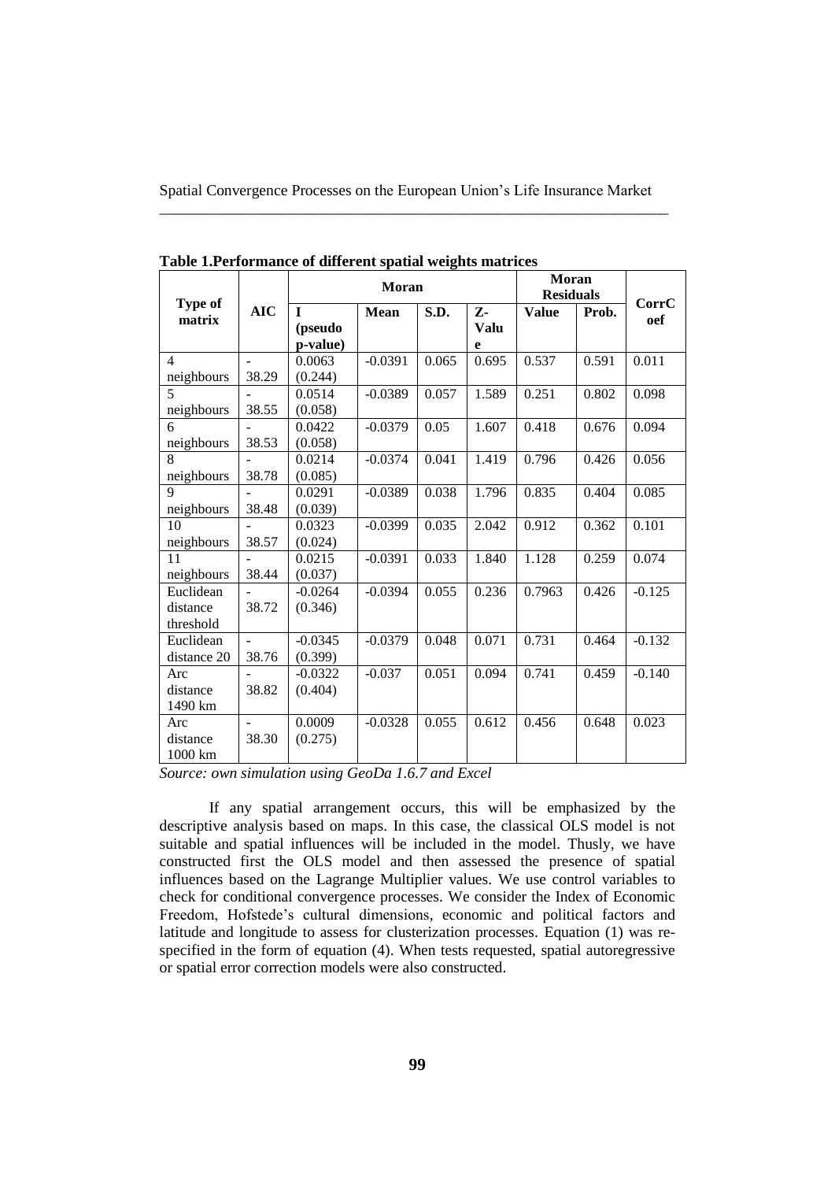**Table 1.Performance of different spatial weights matrices**

| Type of matrix | AIC | Moran | | | | Moran Residuals | | CorrCoef |
|---|---|---|---|---|---|---|---|---|
| | | I (pseudo p-value) | Mean | S.D. | Z-Value | Value | Prob. | |
| 4 neighbours | -38.29 | 0.0063 (0.244) | -0.0391 | 0.065 | 0.695 | 0.537 | 0.591 | 0.011 |
| 5 neighbours | -38.55 | 0.0514 (0.058) | -0.0389 | 0.057 | 1.589 | 0.251 | 0.802 | 0.098 |
| 6 neighbours | -38.53 | 0.0422 (0.058) | -0.0379 | 0.05 | 1.607 | 0.418 | 0.676 | 0.094 |
| 8 neighbours | -38.78 | 0.0214 (0.085) | -0.0374 | 0.041 | 1.419 | 0.796 | 0.426 | 0.056 |
| 9 neighbours | -38.48 | 0.0291 (0.039) | -0.0389 | 0.038 | 1.796 | 0.835 | 0.404 | 0.085 |
| 10 neighbours | -38.57 | 0.0323 (0.024) | -0.0399 | 0.035 | 2.042 | 0.912 | 0.362 | 0.101 |
| 11 neighbours | -38.44 | 0.0215 (0.037) | -0.0391 | 0.033 | 1.840 | 1.128 | 0.259 | 0.074 |
| Euclidean distance threshold | -38.72 | -0.0264 (0.346) | -0.0394 | 0.055 | 0.236 | 0.7963 | 0.426 | -0.125 |
| Euclidean distance 20 | -38.76 | -0.0345 (0.399) | -0.0379 | 0.048 | 0.071 | 0.731 | 0.464 | -0.132 |
| Arc distance 1490 km | -38.82 | -0.0322 (0.404) | -0.037 | 0.051 | 0.094 | 0.741 | 0.459 | -0.140 |
| Arc distance 1000 km | -38.30 | 0.0009 (0.275) | -0.0328 | 0.055 | 0.612 | 0.456 | 0.648 | 0.023 |

*Source: own simulation using GeoDa 1.6.7 and Excel*

If any spatial arrangement occurs, this will be emphasized by the descriptive analysis based on maps. In this case, the classical OLS model is not suitable and spatial influences will be included in the model. Thusly, we have constructed first the OLS model and then assessed the presence of spatial influences based on the Lagrange Multiplier values. We use control variables to check for conditional convergence processes. We consider the Index of Economic Freedom, Hofstede's cultural dimensions, economic and political factors and latitude and longitude to assess for clusterization processes. Equation (1) was re-specified in the form of equation (4). When tests requested, spatial autoregressive or spatial error correction models were also constructed.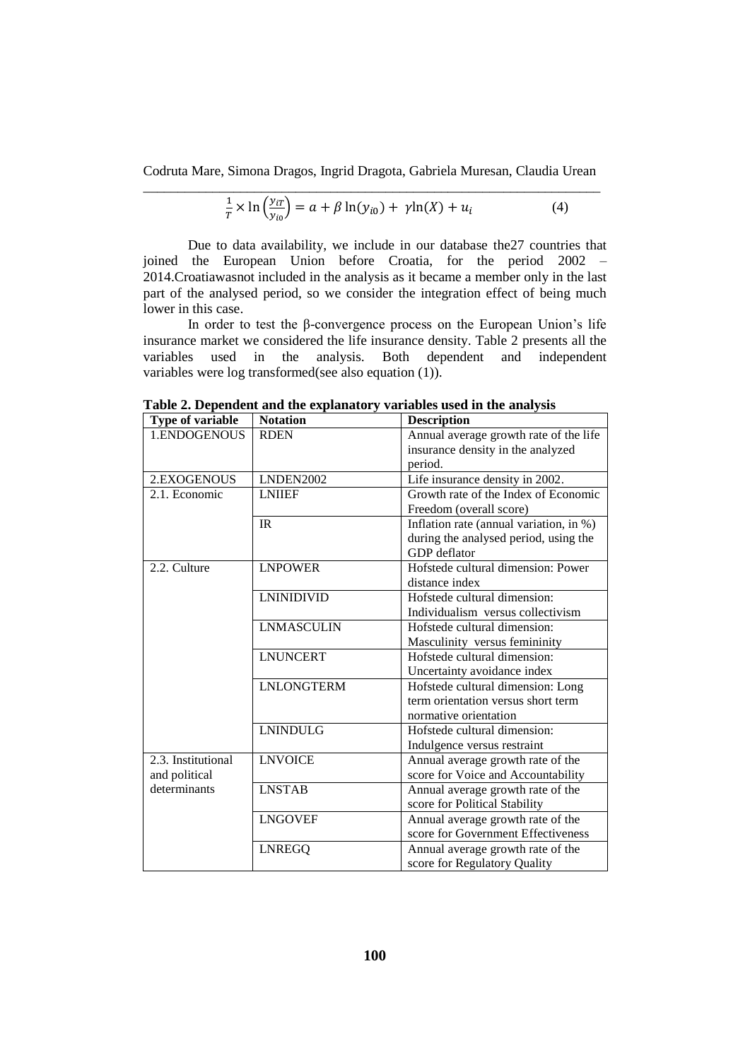$$\frac{1}{T} \times \ln\left(\frac{y_{iT}}{y_{i0}}\right) = a + \beta \ln(y_{i0}) + \gamma \ln(X) + u_i \qquad (4)$$

Due to data availability, we include in our database the27 countries that joined the European Union before Croatia, for the period 2002 – 2014.Croatiawasnot included in the analysis as it became a member only in the last part of the analysed period, so we consider the integration effect of being much lower in this case.

In order to test the β-convergence process on the European Union's life insurance market we considered the life insurance density. Table 2 presents all the variables used in the analysis. Both dependent and independent variables were log transformed(see also equation (1)).

**Table 2. Dependent and the explanatory variables used in the analysis**

| Type of variable | Notation | Description |
|---|---|---|
| 1.ENDOGENOUS | RDEN | Annual average growth rate of the life insurance density in the analyzed period. |
| 2.EXOGENOUS | LNDEN2002 | Life insurance density in 2002. |
| 2.1. Economic | LNIIEF | Growth rate of the Index of Economic Freedom (overall score) |
| | IR | Inflation rate (annual variation, in %) during the analysed period, using the GDP deflator |
| 2.2. Culture | LNPOWER | Hofstede cultural dimension: Power distance index |
| | LNINIDIVID | Hofstede cultural dimension: Individualism versus collectivism |
| | LNMASCULIN | Hofstede cultural dimension: Masculinity versus femininity |
| | LNUNCERT | Hofstede cultural dimension: Uncertainty avoidance index |
| | LNLONGTERM | Hofstede cultural dimension: Long term orientation versus short term normative orientation |
| | LNINDULG | Hofstede cultural dimension: Indulgence versus restraint |
| 2.3. Institutional and political determinants | LNVOICE | Annual average growth rate of the score for Voice and Accountability |
| | LNSTAB | Annual average growth rate of the score for Political Stability |
| | LNGOVEF | Annual average growth rate of the score for Government Effectiveness |
| | LNREGQ | Annual average growth rate of the score for Regulatory Quality |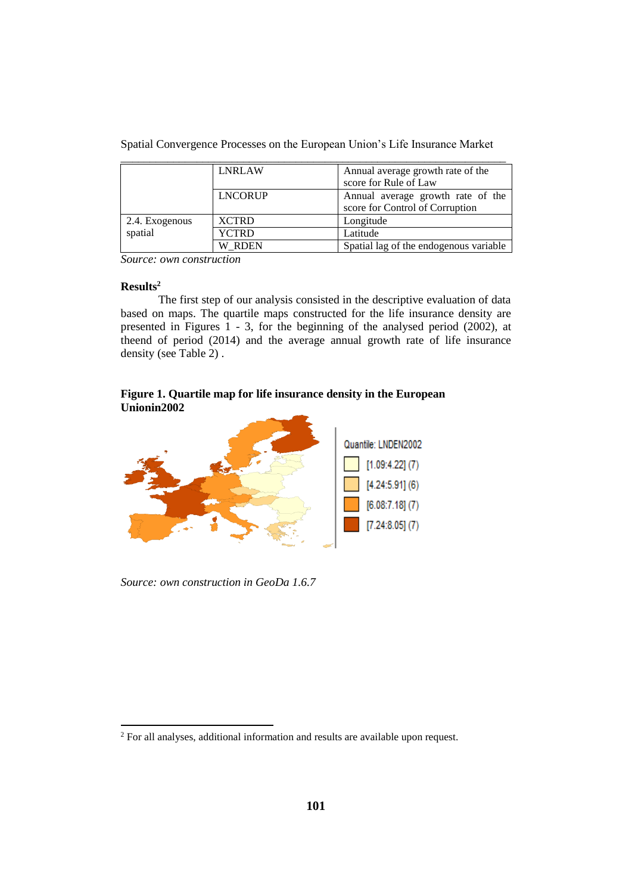|  | LNRLAW | Annual average growth rate of the score for Rule of Law |
|---|---|---|
|  | LNCORUP | Annual average growth rate of the score for Control of Corruption |
| 2.4. Exogenous spatial | XCTRD | Longitude |
|  | YCTRD | Latitude |
|  | W_RDEN | Spatial lag of the endogenous variable |

*Source: own construction*

**Results[2]**

The first step of our analysis consisted in the descriptive evaluation of data based on maps. The quartile maps constructed for the life insurance density are presented in Figures 1 - 3, for the beginning of the analysed period (2002), at theend of period (2014) and the average annual growth rate of life insurance density (see Table 2) .

**Figure 1. Quartile map for life insurance density in the European Unionin2002**

*Source: own construction in GeoDa 1.6.7*

[2] For all analyses, additional information and results are available upon request.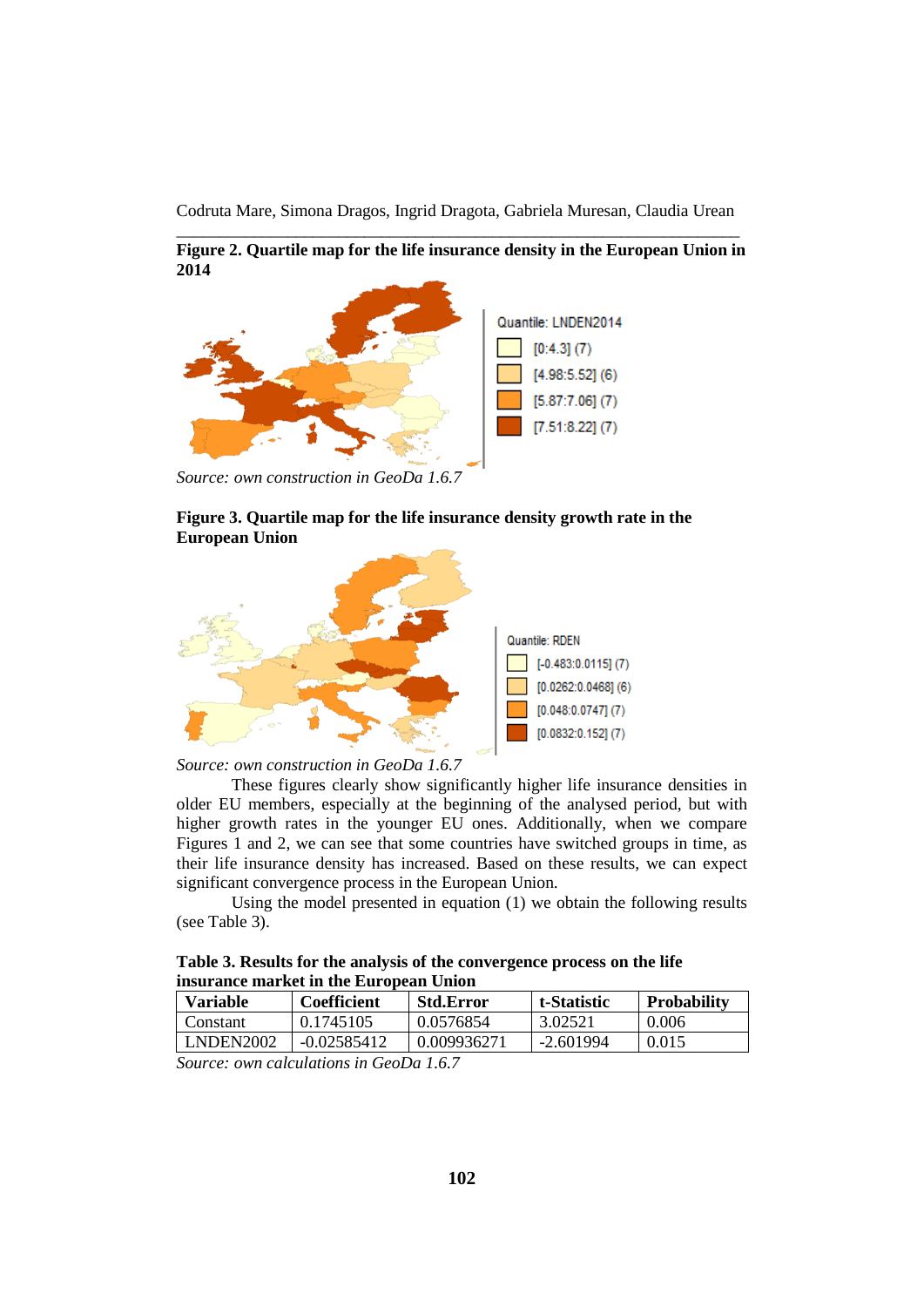**Figure 2. Quartile map for the life insurance density in the European Union in 2014**

Quantile: LNDEN2014

[0:4.3] (7)

[4.98:5.52] (6)

[5.87:7.06] (7)

[7.51:8.22] (7)

*Source: own construction in GeoDa 1.6.7*

**Figure 3. Quartile map for the life insurance density growth rate in the European Union**

Quantile: RDEN

[-0.483:0.0115] (7)

[0.0262:0.0468] (6)

[0.048:0.0747] (7)

[0.0832:0.152] (7)

*Source: own construction in GeoDa 1.6.7*

These figures clearly show significantly higher life insurance densities in older EU members, especially at the beginning of the analysed period, but with higher growth rates in the younger EU ones. Additionally, when we compare Figures 1 and 2, we can see that some countries have switched groups in time, as their life insurance density has increased. Based on these results, we can expect significant convergence process in the European Union.

Using the model presented in equation (1) we obtain the following results (see Table 3).

**Table 3. Results for the analysis of the convergence process on the life insurance market in the European Union**

| Variable | Coefficient | Std.Error | t-Statistic | Probability |
|---|---|---|---|---|
| Constant | 0.1745105 | 0.0576854 | 3.02521 | 0.006 |
| LNDEN2002 | -0.02585412 | 0.009936271 | -2.601994 | 0.015 |

*Source: own calculations in GeoDa 1.6.7*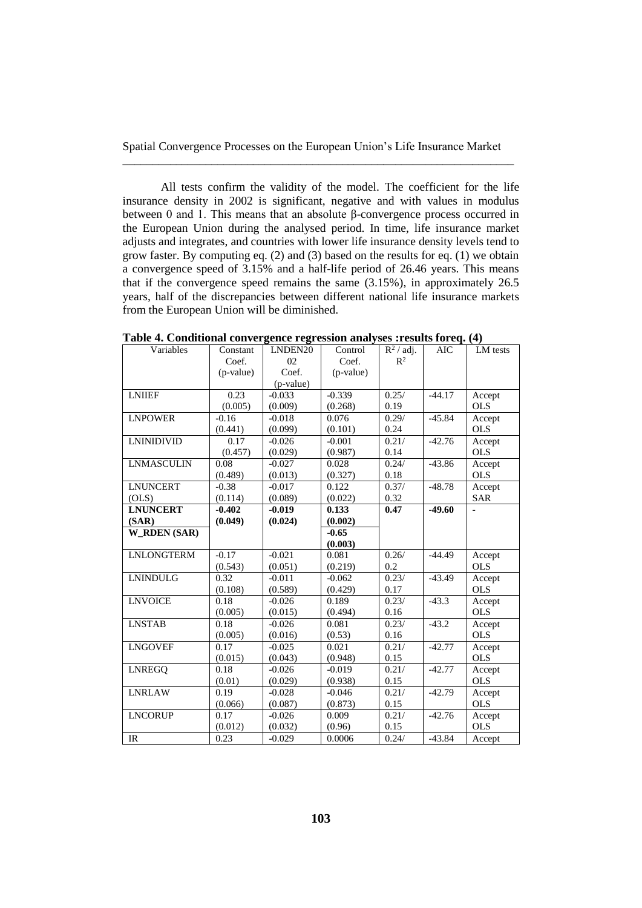All tests confirm the validity of the model. The coefficient for the life insurance density in 2002 is significant, negative and with values in modulus between 0 and 1. This means that an absolute β-convergence process occurred in the European Union during the analysed period. In time, life insurance market adjusts and integrates, and countries with lower life insurance density levels tend to grow faster. By computing eq. (2) and (3) based on the results for eq. (1) we obtain a convergence speed of 3.15% and a half-life period of 26.46 years. This means that if the convergence speed remains the same (3.15%), in approximately 26.5 years, half of the discrepancies between different national life insurance markets from the European Union will be diminished.

**Table 4. Conditional convergence regression analyses :results foreq. (4)**

| Variables | Constant Coef. (p-value) | LNDEN2002 Coef. (p-value) | Control Coef. (p-value) | $R^2$ / adj. $R^2$ | AIC | LM tests |
|---|---|---|---|---|---|---|
| LNIIEF | 0.23 (0.005) | -0.033 (0.009) | -0.339 (0.268) | 0.25/ 0.19 | -44.17 | Accept OLS |
| LNPOWER | -0.16 (0.441) | -0.018 (0.099) | 0.076 (0.101) | 0.29/ 0.24 | -45.84 | Accept OLS |
| LNINIDIVID | 0.17 (0.457) | -0.026 (0.029) | -0.001 (0.987) | 0.21/ 0.14 | -42.76 | Accept OLS |
| LNMASCULIN | 0.08 (0.489) | -0.027 (0.013) | 0.028 (0.327) | 0.24/ 0.18 | -43.86 | Accept OLS |
| LNUNCERT (OLS) | -0.38 (0.114) | -0.017 (0.089) | 0.122 (0.022) | 0.37/ 0.32 | -48.78 | Accept SAR |
| **LNUNCERT (SAR)** | **-0.402 (0.049)** | **-0.019 (0.024)** | **0.133 (0.002)** | **0.47** | **-49.60** | - |
| **W_RDEN (SAR)** | | | **-0.65 (0.003)** | | | |
| LNLONGTERM | -0.17 (0.543) | -0.021 (0.051) | 0.081 (0.219) | 0.26/ 0.2 | -44.49 | Accept OLS |
| LNINDULG | 0.32 (0.108) | -0.011 (0.589) | -0.062 (0.429) | 0.23/ 0.17 | -43.49 | Accept OLS |
| LNVOICE | 0.18 (0.005) | -0.026 (0.015) | 0.189 (0.494) | 0.23/ 0.16 | -43.3 | Accept OLS |
| LNSTAB | 0.18 (0.005) | -0.026 (0.016) | 0.081 (0.53) | 0.23/ 0.16 | -43.2 | Accept OLS |
| LNGOVEF | 0.17 (0.015) | -0.025 (0.043) | 0.021 (0.948) | 0.21/ 0.15 | -42.77 | Accept OLS |
| LNREGQ | 0.18 (0.01) | -0.026 (0.029) | -0.019 (0.938) | 0.21/ 0.15 | -42.77 | Accept OLS |
| LNRLAW | 0.19 (0.066) | -0.028 (0.087) | -0.046 (0.873) | 0.21/ 0.15 | -42.79 | Accept OLS |
| LNCORUP | 0.17 (0.012) | -0.026 (0.032) | 0.009 (0.96) | 0.21/ 0.15 | -42.76 | Accept OLS |
| IR | 0.23 | -0.029 | 0.0006 | 0.24/ | -43.84 | Accept |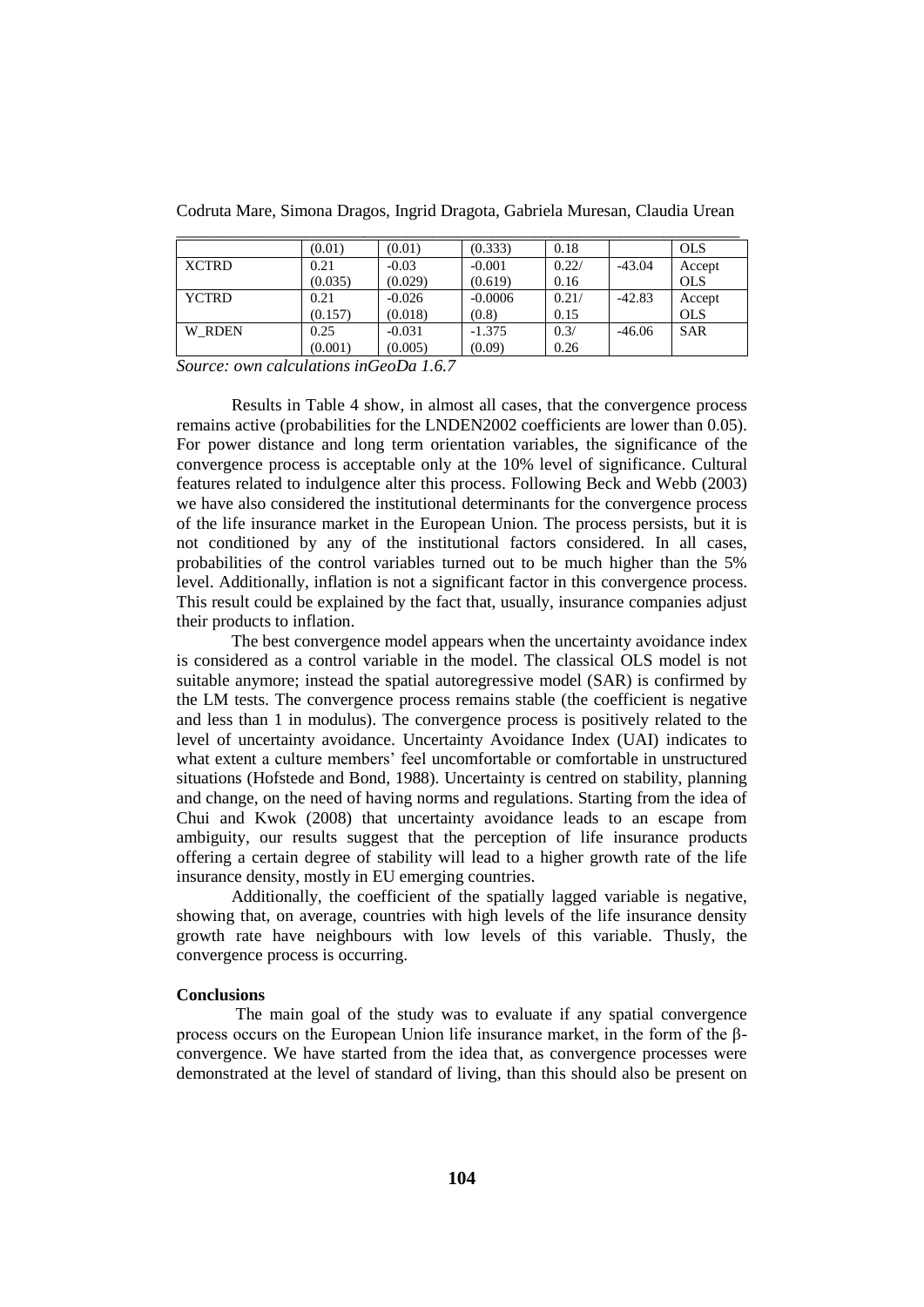|  | (0.01) | (0.01) | (0.333) | 0.18 |  | OLS |
|---|---|---|---|---|---|---|
| XCTRD | 0.21<br>(0.035) | -0.03<br>(0.029) | -0.001<br>(0.619) | 0.22/<br>0.16 | -43.04 | Accept<br>OLS |
| YCTRD | 0.21<br>(0.157) | -0.026<br>(0.018) | -0.0006<br>(0.8) | 0.21/<br>0.15 | -42.83 | Accept<br>OLS |
| W_RDEN | 0.25<br>(0.001) | -0.031<br>(0.005) | -1.375<br>(0.09) | 0.3/<br>0.26 | -46.06 | SAR |

*Source: own calculations inGeoDa 1.6.7*

Results in Table 4 show, in almost all cases, that the convergence process remains active (probabilities for the LNDEN2002 coefficients are lower than 0.05). For power distance and long term orientation variables, the significance of the convergence process is acceptable only at the 10% level of significance. Cultural features related to indulgence alter this process. Following Beck and Webb (2003) we have also considered the institutional determinants for the convergence process of the life insurance market in the European Union. The process persists, but it is not conditioned by any of the institutional factors considered. In all cases, probabilities of the control variables turned out to be much higher than the 5% level. Additionally, inflation is not a significant factor in this convergence process. This result could be explained by the fact that, usually, insurance companies adjust their products to inflation.

The best convergence model appears when the uncertainty avoidance index is considered as a control variable in the model. The classical OLS model is not suitable anymore; instead the spatial autoregressive model (SAR) is confirmed by the LM tests. The convergence process remains stable (the coefficient is negative and less than 1 in modulus). The convergence process is positively related to the level of uncertainty avoidance. Uncertainty Avoidance Index (UAI) indicates to what extent a culture members' feel uncomfortable or comfortable in unstructured situations (Hofstede and Bond, 1988). Uncertainty is centred on stability, planning and change, on the need of having norms and regulations. Starting from the idea of Chui and Kwok (2008) that uncertainty avoidance leads to an escape from ambiguity, our results suggest that the perception of life insurance products offering a certain degree of stability will lead to a higher growth rate of the life insurance density, mostly in EU emerging countries.

Additionally, the coefficient of the spatially lagged variable is negative, showing that, on average, countries with high levels of the life insurance density growth rate have neighbours with low levels of this variable. Thusly, the convergence process is occurring.

## Conclusions

The main goal of the study was to evaluate if any spatial convergence process occurs on the European Union life insurance market, in the form of the β-convergence. We have started from the idea that, as convergence processes were demonstrated at the level of standard of living, than this should also be present on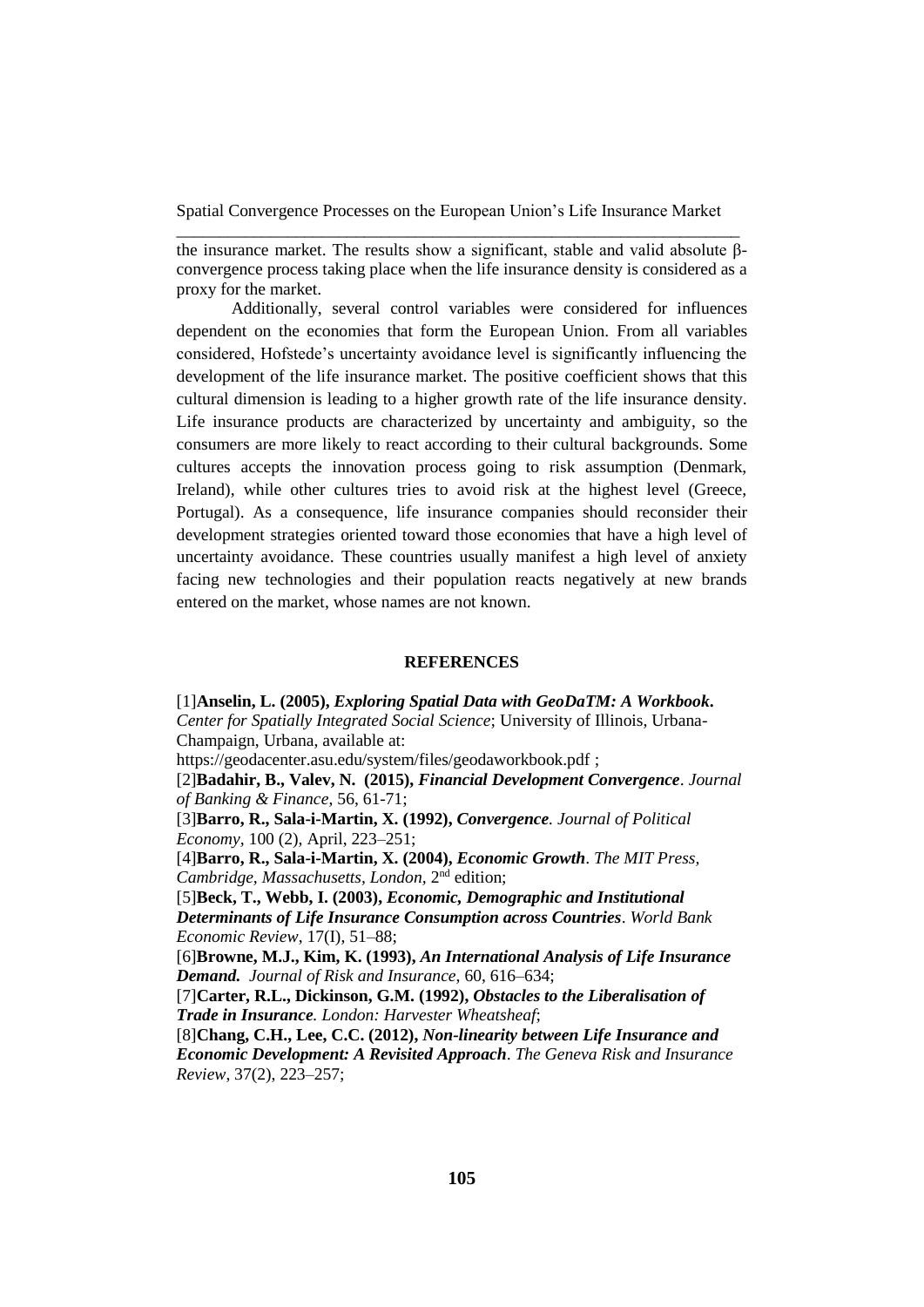the insurance market. The results show a significant, stable and valid absolute β-convergence process taking place when the life insurance density is considered as a proxy for the market.

Additionally, several control variables were considered for influences dependent on the economies that form the European Union. From all variables considered, Hofstede's uncertainty avoidance level is significantly influencing the development of the life insurance market. The positive coefficient shows that this cultural dimension is leading to a higher growth rate of the life insurance density. Life insurance products are characterized by uncertainty and ambiguity, so the consumers are more likely to react according to their cultural backgrounds. Some cultures accepts the innovation process going to risk assumption (Denmark, Ireland), while other cultures tries to avoid risk at the highest level (Greece, Portugal). As a consequence, life insurance companies should reconsider their development strategies oriented toward those economies that have a high level of uncertainty avoidance. These countries usually manifest a high level of anxiety facing new technologies and their population reacts negatively at new brands entered on the market, whose names are not known.

## REFERENCES

[1]**Anselin, L. (2005),** ***Exploring Spatial Data with GeoDaTM: A Workbook*****.** *Center for Spatially Integrated Social Science*; University of Illinois, Urbana-Champaign, Urbana, available at: https://geodacenter.asu.edu/system/files/geodaworkbook.pdf ;

[2]**Badahir, B., Valev, N. (2015),** ***Financial Development Convergence***. *Journal of Banking & Finance*, 56, 61-71;

[3]**Barro, R., Sala-i-Martin, X. (1992),** ***Convergence****. Journal of Political Economy*, 100 (2), April, 223–251;

[4]**Barro, R., Sala-i-Martin, X. (2004),** ***Economic Growth***. *The MIT Press, Cambridge, Massachusetts, London,* 2nd edition;

[5]**Beck, T., Webb, I. (2003),** ***Economic, Demographic and Institutional Determinants of Life Insurance Consumption across Countries***. *World Bank Economic Review*, 17(I), 51–88;

[6]**Browne, M.J., Kim, K. (1993),** ***An International Analysis of Life Insurance Demand.*** *Journal of Risk and Insurance*, 60, 616–634;

[7]**Carter, R.L., Dickinson, G.M. (1992),** ***Obstacles to the Liberalisation of Trade in Insurance****. London: Harvester Wheatsheaf*;

[8]**Chang, C.H., Lee, C.C. (2012),** ***Non-linearity between Life Insurance and Economic Development: A Revisited Approach***. *The Geneva Risk and Insurance Review*, 37(2), 223–257;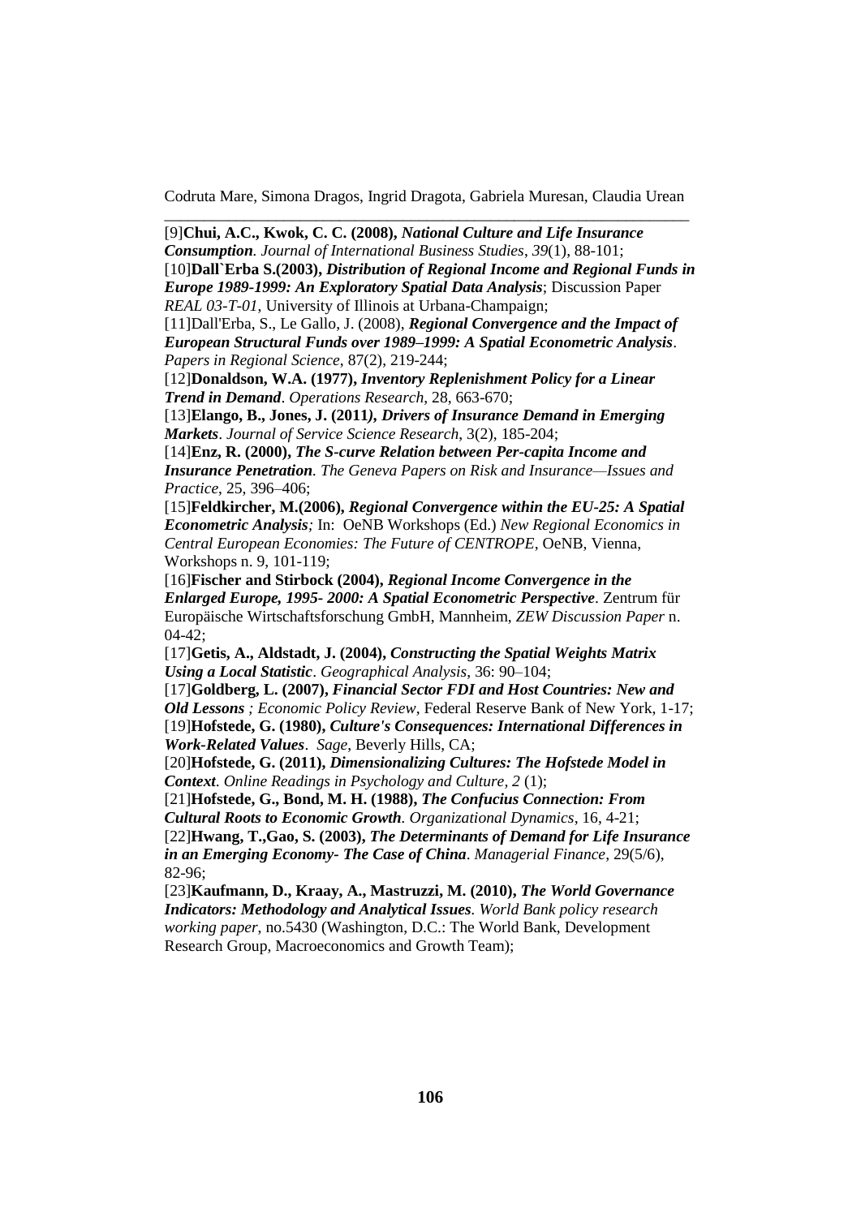[9]**Chui, A.C., Kwok, C. C. (2008),** ***National Culture and Life Insurance Consumption****. Journal of International Business Studies*, *39*(1), 88-101;

[10]**Dall`Erba S.(2003),** ***Distribution of Regional Income and Regional Funds in Europe 1989-1999: An Exploratory Spatial Data Analysis***; Discussion Paper *REAL 03-T-01*, University of Illinois at Urbana-Champaign;

[11]Dall'Erba, S., Le Gallo, J. (2008), ***Regional Convergence and the Impact of European Structural Funds over 1989–1999: A Spatial Econometric Analysis***. *Papers in Regional Science*, 87(2), 219-244;

[12]**Donaldson, W.A. (1977),** ***Inventory Replenishment Policy for a Linear Trend in Demand***. *Operations Research*, 28, 663-670;

[13]**Elango, B., Jones, J. (2011),** ***Drivers of Insurance Demand in Emerging Markets***. *Journal of Service Science Research*, 3(2), 185-204;

[14]**Enz, R. (2000),** ***The S-curve Relation between Per-capita Income and Insurance Penetration***. *The Geneva Papers on Risk and Insurance—Issues and Practice*, 25, 396–406;

[15]**Feldkircher, M.(2006),** ***Regional Convergence within the EU-25: A Spatial Econometric Analysis****;* In: OeNB Workshops (Ed.) *New Regional Economics in Central European Economies: The Future of CENTROPE*, OeNB, Vienna, Workshops n. 9, 101-119;

[16]**Fischer and Stirbock (2004),** ***Regional Income Convergence in the Enlarged Europe, 1995- 2000: A Spatial Econometric Perspective***. Zentrum für Europäische Wirtschaftsforschung GmbH, Mannheim, *ZEW Discussion Paper* n. 04-42;

[17]**Getis, A., Aldstadt, J. (2004),** ***Constructing the Spatial Weights Matrix Using a Local Statistic***. *Geographical Analysis*, 36: 90–104;

[17]**Goldberg, L. (2007),** ***Financial Sector FDI and Host Countries: New and Old Lessons*** *; Economic Policy Review*, Federal Reserve Bank of New York, 1-17;

[19]**Hofstede, G. (1980),** ***Culture's Consequences: International Differences in Work-Related Values***. *Sage*, Beverly Hills, CA;

[20]**Hofstede, G. (2011),** ***Dimensionalizing Cultures: The Hofstede Model in Context***. *Online Readings in Psychology and Culture, 2* (1);

[21]**Hofstede, G., Bond, M. H. (1988),** ***The Confucius Connection: From Cultural Roots to Economic Growth****. Organizational Dynamics*, 16, 4-21;

[22]**Hwang, T.,Gao, S. (2003),** ***The Determinants of Demand for Life Insurance in an Emerging Economy- The Case of China***. *Managerial Finance*, 29(5/6), 82-96;

[23]**Kaufmann, D., Kraay, A., Mastruzzi, M. (2010),** ***The World Governance Indicators: Methodology and Analytical Issues****. World Bank policy research working paper*, no.5430 (Washington, D.C.: The World Bank, Development Research Group, Macroeconomics and Growth Team);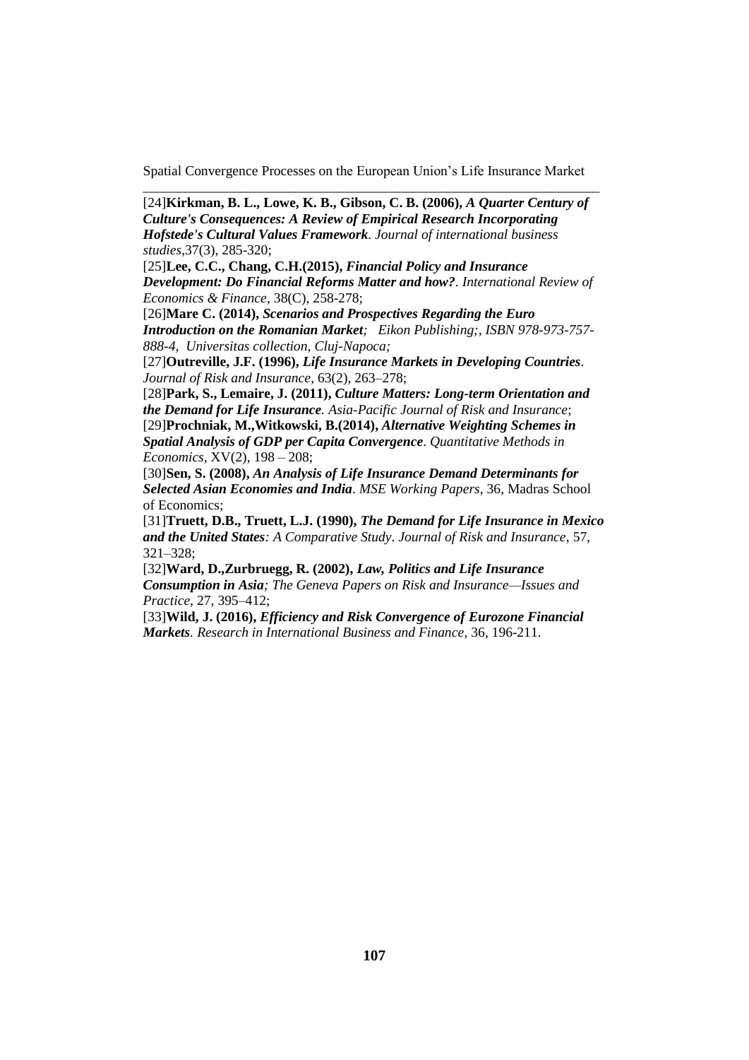[24]**Kirkman, B. L., Lowe, K. B., Gibson, C. B. (2006),** ***A Quarter Century of Culture's Consequences: A Review of Empirical Research Incorporating Hofstede's Cultural Values Framework****. Journal of international business studies*,37(3), 285-320;

[25]**Lee, C.C., Chang, C.H.(2015),** ***Financial Policy and Insurance Development: Do Financial Reforms Matter and how?****. International Review of Economics & Finance*, 38(C), 258-278;

[26]**Mare C. (2014),** ***Scenarios and Prospectives Regarding the Euro Introduction on the Romanian Market****; Eikon Publishing;, ISBN 978-973-757-888-4, Universitas collection, Cluj-Napoca;*

[27]**Outreville, J.F. (1996),** ***Life Insurance Markets in Developing Countries****. Journal of Risk and Insurance*, 63(2), 263–278;

[28]**Park, S., Lemaire, J. (2011),** ***Culture Matters: Long-term Orientation and the Demand for Life Insurance****. Asia-Pacific Journal of Risk and Insurance*;

[29]**Prochniak, M.,Witkowski, B.(2014),** ***Alternative Weighting Schemes in Spatial Analysis of GDP per Capita Convergence****. Quantitative Methods in Economics*, XV(2), 198 – 208;

[30]**Sen, S. (2008),** ***An Analysis of Life Insurance Demand Determinants for Selected Asian Economies and India****. MSE Working Papers*, 36, Madras School of Economics;

[31]**Truett, D.B., Truett, L.J. (1990),** ***The Demand for Life Insurance in Mexico and the United States****: A Comparative Study*. *Journal of Risk and Insurance*, 57, 321–328;

[32]**Ward, D.,Zurbruegg, R. (2002),** ***Law, Politics and Life Insurance Consumption in Asia****; The Geneva Papers on Risk and Insurance—Issues and Practice*, 27, 395–412;

[33]**Wild, J. (2016),** ***Efficiency and Risk Convergence of Eurozone Financial Markets****. Research in International Business and Finance*, 36, 196-211.